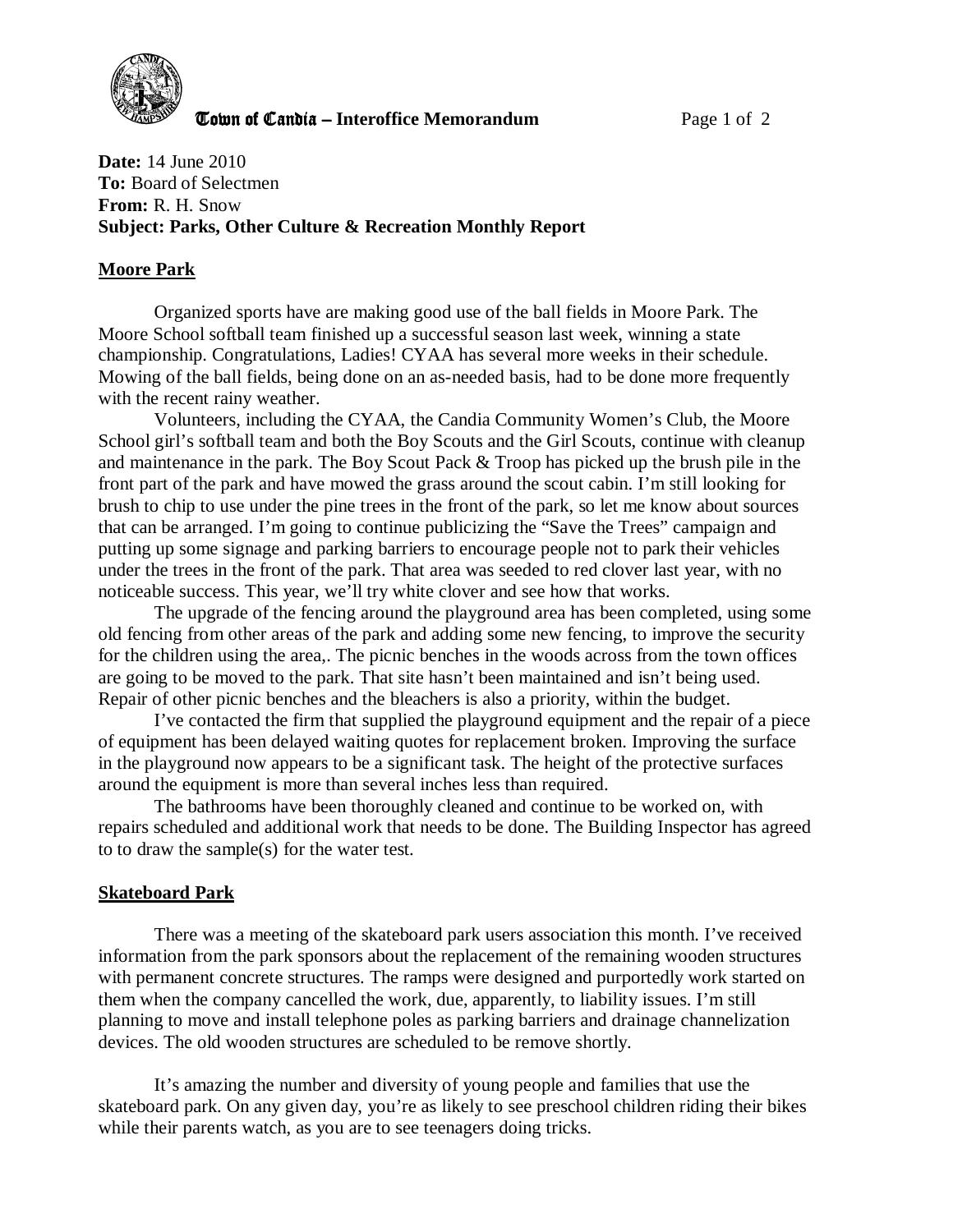**Town of Candia – Interoffice Memorandum**

**Date:** 14 June 2010
**To:** Board of Selectmen
**From:** R. H. Snow
**Subject: Parks, Other Culture & Recreation Monthly Report**

## Moore Park

Organized sports have are making good use of the ball fields in Moore Park. The Moore School softball team finished up a successful season last week, winning a state championship. Congratulations, Ladies! CYAA has several more weeks in their schedule. Mowing of the ball fields, being done on an as-needed basis, had to be done more frequently with the recent rainy weather.

Volunteers, including the CYAA, the Candia Community Women's Club, the Moore School girl's softball team and both the Boy Scouts and the Girl Scouts, continue with cleanup and maintenance in the park. The Boy Scout Pack & Troop has picked up the brush pile in the front part of the park and have mowed the grass around the scout cabin. I'm still looking for brush to chip to use under the pine trees in the front of the park, so let me know about sources that can be arranged. I'm going to continue publicizing the "Save the Trees" campaign and putting up some signage and parking barriers to encourage people not to park their vehicles under the trees in the front of the park. That area was seeded to red clover last year, with no noticeable success. This year, we'll try white clover and see how that works.

The upgrade of the fencing around the playground area has been completed, using some old fencing from other areas of the park and adding some new fencing, to improve the security for the children using the area,. The picnic benches in the woods across from the town offices are going to be moved to the park. That site hasn't been maintained and isn't being used. Repair of other picnic benches and the bleachers is also a priority, within the budget.

I've contacted the firm that supplied the playground equipment and the repair of a piece of equipment has been delayed waiting quotes for replacement broken. Improving the surface in the playground now appears to be a significant task. The height of the protective surfaces around the equipment is more than several inches less than required.

The bathrooms have been thoroughly cleaned and continue to be worked on, with repairs scheduled and additional work that needs to be done. The Building Inspector has agreed to to draw the sample(s) for the water test.

## Skateboard Park

There was a meeting of the skateboard park users association this month. I've received information from the park sponsors about the replacement of the remaining wooden structures with permanent concrete structures. The ramps were designed and purportedly work started on them when the company cancelled the work, due, apparently, to liability issues. I'm still planning to move and install telephone poles as parking barriers and drainage channelization devices. The old wooden structures are scheduled to be remove shortly.

It's amazing the number and diversity of young people and families that use the skateboard park. On any given day, you're as likely to see preschool children riding their bikes while their parents watch, as you are to see teenagers doing tricks.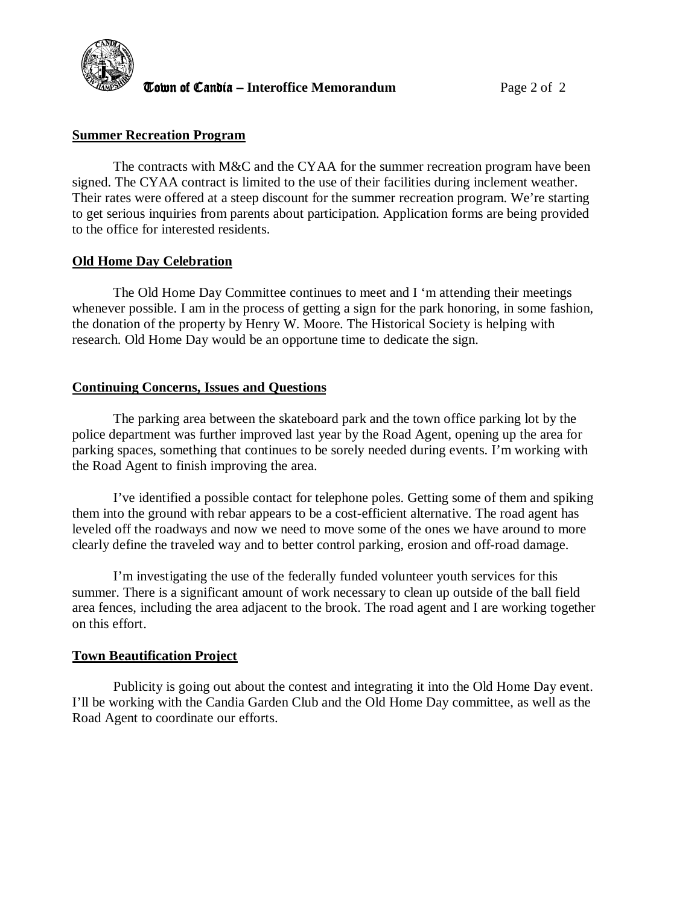## Summer Recreation Program

The contracts with M&C and the CYAA for the summer recreation program have been signed. The CYAA contract is limited to the use of their facilities during inclement weather. Their rates were offered at a steep discount for the summer recreation program. We're starting to get serious inquiries from parents about participation. Application forms are being provided to the office for interested residents.

## Old Home Day Celebration

The Old Home Day Committee continues to meet and I 'm attending their meetings whenever possible. I am in the process of getting a sign for the park honoring, in some fashion, the donation of the property by Henry W. Moore. The Historical Society is helping with research. Old Home Day would be an opportune time to dedicate the sign.

## Continuing Concerns, Issues and Questions

The parking area between the skateboard park and the town office parking lot by the police department was further improved last year by the Road Agent, opening up the area for parking spaces, something that continues to be sorely needed during events. I'm working with the Road Agent to finish improving the area.

I've identified a possible contact for telephone poles. Getting some of them and spiking them into the ground with rebar appears to be a cost-efficient alternative. The road agent has leveled off the roadways and now we need to move some of the ones we have around to more clearly define the traveled way and to better control parking, erosion and off-road damage.

I'm investigating the use of the federally funded volunteer youth services for this summer. There is a significant amount of work necessary to clean up outside of the ball field area fences, including the area adjacent to the brook. The road agent and I are working together on this effort.

## Town Beautification Project

Publicity is going out about the contest and integrating it into the Old Home Day event. I'll be working with the Candia Garden Club and the Old Home Day committee, as well as the Road Agent to coordinate our efforts.